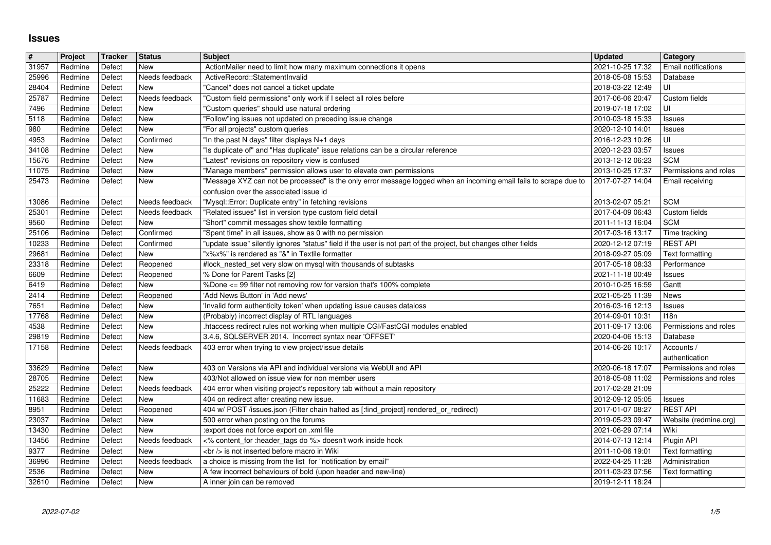# Issues

| # | Project | Tracker | Status | Subject | Updated | Category |
|---|---|---|---|---|---|---|
| 31957 | Redmine | Defect | New | ActionMailer need to limit how many maximum connections it opens | 2021-10-25 17:32 | Email notifications |
| 25996 | Redmine | Defect | Needs feedback | ActiveRecord::StatementInvalid | 2018-05-08 15:53 | Database |
| 28404 | Redmine | Defect | New | "Cancel" does not cancel a ticket update | 2018-03-22 12:49 | UI |
| 25787 | Redmine | Defect | Needs feedback | "Custom field permissions" only work if I select all roles before | 2017-06-06 20:47 | Custom fields |
| 7496 | Redmine | Defect | New | "Custom queries" should use natural ordering | 2019-07-18 17:02 | UI |
| 5118 | Redmine | Defect | New | "Follow"ing issues not updated on preceding issue change | 2010-03-18 15:33 | Issues |
| 980 | Redmine | Defect | New | "For all projects" custom queries | 2020-12-10 14:01 | Issues |
| 4953 | Redmine | Defect | Confirmed | "In the past N days" filter displays N+1 days | 2016-12-23 10:26 | UI |
| 34108 | Redmine | Defect | New | "Is duplicate of" and "Has duplicate" issue relations can be a circular reference | 2020-12-23 03:57 | Issues |
| 15676 | Redmine | Defect | New | "Latest" revisions on repository view is confused | 2013-12-12 06:23 | SCM |
| 11075 | Redmine | Defect | New | "Manage members" permission allows user to elevate own permissions | 2013-10-25 17:37 | Permissions and roles |
| 25473 | Redmine | Defect | New | "Message XYZ can not be processed" is the only error message logged when an incoming email fails to scrape due to confusion over the associated issue id | 2017-07-27 14:04 | Email receiving |
| 13086 | Redmine | Defect | Needs feedback | "Mysql::Error: Duplicate entry" in fetching revisions | 2013-02-07 05:21 | SCM |
| 25301 | Redmine | Defect | Needs feedback | "Related issues" list in version type custom field detail | 2017-04-09 06:43 | Custom fields |
| 9560 | Redmine | Defect | New | "Short" commit messages show textile formatting | 2011-11-13 16:04 | SCM |
| 25106 | Redmine | Defect | Confirmed | "Spent time" in all issues, show as 0 with no permission | 2017-03-16 13:17 | Time tracking |
| 10233 | Redmine | Defect | Confirmed | "update issue" silently ignores "status" field if the user is not part of the project, but changes other fields | 2020-12-12 07:19 | REST API |
| 29681 | Redmine | Defect | New | "x%x%" is rendered as "&" in Textile formatter | 2018-09-27 05:09 | Text formatting |
| 23318 | Redmine | Defect | Reopened | #lock_nested_set very slow on mysql with thousands of subtasks | 2017-05-18 08:33 | Performance |
| 6609 | Redmine | Defect | Reopened | % Done for Parent Tasks [2] | 2021-11-18 00:49 | Issues |
| 6419 | Redmine | Defect | New | %Done <= 99 filter not removing row for version that's 100% complete | 2010-10-25 16:59 | Gantt |
| 2414 | Redmine | Defect | Reopened | 'Add News Button' in 'Add news' | 2021-05-25 11:39 | News |
| 7651 | Redmine | Defect | New | 'Invalid form authenticity token' when updating issue causes dataloss | 2016-03-16 12:13 | Issues |
| 17768 | Redmine | Defect | New | (Probably) incorrect display of RTL languages | 2014-09-01 10:31 | I18n |
| 4538 | Redmine | Defect | New | .htaccess redirect rules not working when multiple CGI/FastCGI modules enabled | 2011-09-17 13:06 | Permissions and roles |
| 29819 | Redmine | Defect | New | 3.4.6, SQLSERVER 2014. Incorrect syntax near 'OFFSET' | 2020-04-06 15:13 | Database |
| 17158 | Redmine | Defect | Needs feedback | 403 error when trying to view project/issue details | 2014-06-26 10:17 | Accounts / authentication |
| 33629 | Redmine | Defect | New | 403 on Versions via API and individual versions via WebUI and API | 2020-06-18 17:07 | Permissions and roles |
| 28705 | Redmine | Defect | New | 403/Not allowed on issue view for non member users | 2018-05-08 11:02 | Permissions and roles |
| 25222 | Redmine | Defect | Needs feedback | 404 error when visiting project's repository tab without a main repository | 2017-02-28 21:09 | |
| 11683 | Redmine | Defect | New | 404 on redirect after creating new issue. | 2012-09-12 05:05 | Issues |
| 8951 | Redmine | Defect | Reopened | 404 w/ POST /issues.json (Filter chain halted as [:find_project] rendered_or_redirect) | 2017-01-07 08:27 | REST API |
| 23037 | Redmine | Defect | New | 500 error when posting on the forums | 2019-05-23 09:47 | Website (redmine.org) |
| 13430 | Redmine | Defect | New | :export does not force export on .xml file | 2021-06-29 07:14 | Wiki |
| 13456 | Redmine | Defect | Needs feedback | <% content_for :header_tags do %> doesn't work inside hook | 2014-07-13 12:14 | Plugin API |
| 9377 | Redmine | Defect | New | <br /> is not inserted before macro in Wiki | 2011-10-06 19:01 | Text formatting |
| 36996 | Redmine | Defect | Needs feedback | a choice is missing from the list for "notification by email" | 2022-04-25 11:28 | Administration |
| 2536 | Redmine | Defect | New | A few incorrect behaviours of bold (upon header and new-line) | 2011-03-23 07:56 | Text formatting |
| 32610 | Redmine | Defect | New | A inner join can be removed | 2019-12-11 18:24 | |

*2022-07-02*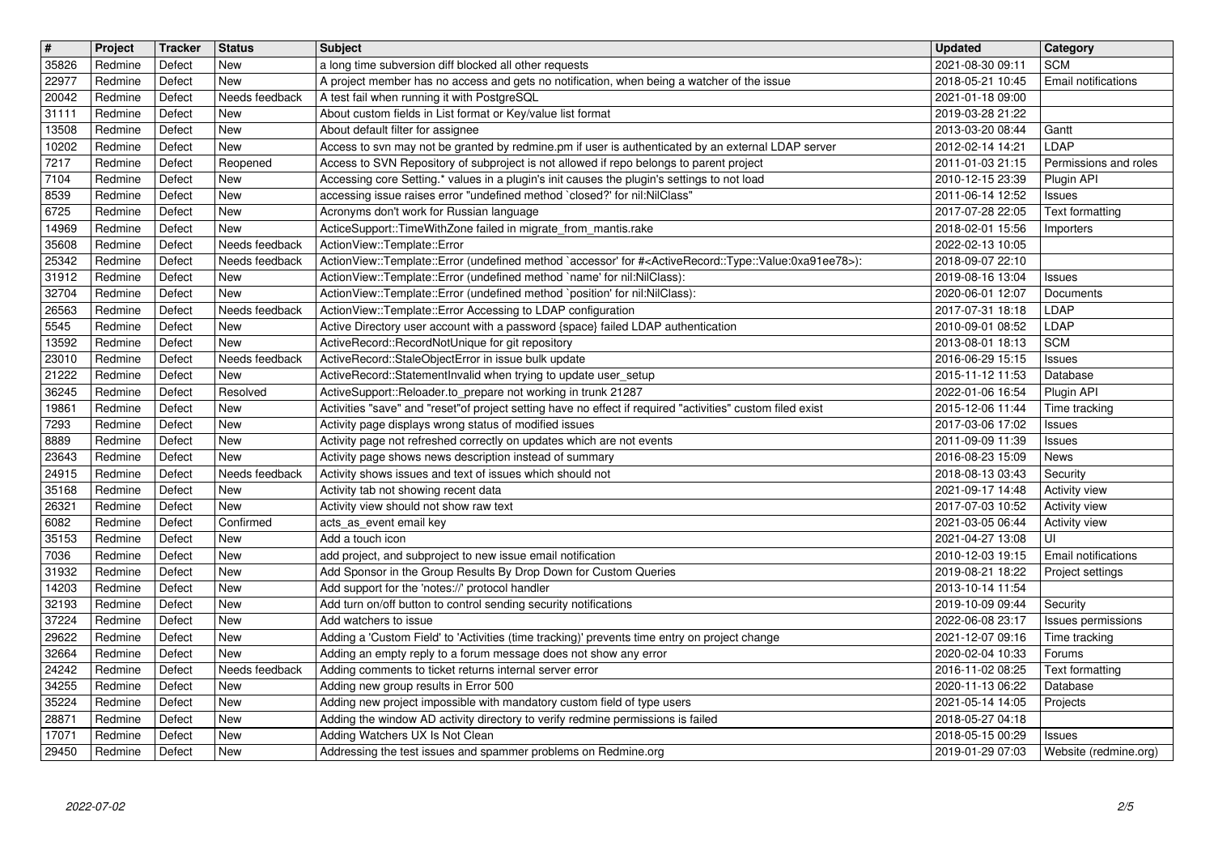| # | Project | Tracker | Status | Subject | Updated | Category |
|---|---|---|---|---|---|---|
| 35826 | Redmine | Defect | New | a long time subversion diff blocked all other requests | 2021-08-30 09:11 | SCM |
| 22977 | Redmine | Defect | New | A project member has no access and gets no notification, when being a watcher of the issue | 2018-05-21 10:45 | Email notifications |
| 20042 | Redmine | Defect | Needs feedback | A test fail when running it with PostgreSQL | 2021-01-18 09:00 | |
| 31111 | Redmine | Defect | New | About custom fields in List format or Key/value list format | 2019-03-28 21:22 | |
| 13508 | Redmine | Defect | New | About default filter for assignee | 2013-03-20 08:44 | Gantt |
| 10202 | Redmine | Defect | New | Access to svn may not be granted by redmine.pm if user is authenticated by an external LDAP server | 2012-02-14 14:21 | LDAP |
| 7217 | Redmine | Defect | Reopened | Access to SVN Repository of subproject is not allowed if repo belongs to parent project | 2011-01-03 21:15 | Permissions and roles |
| 7104 | Redmine | Defect | New | Accessing core Setting.* values in a plugin's init causes the plugin's settings to not load | 2010-12-15 23:39 | Plugin API |
| 8539 | Redmine | Defect | New | accessing issue raises error "undefined method `closed?' for nil:NilClass" | 2011-06-14 12:52 | Issues |
| 6725 | Redmine | Defect | New | Acronyms don't work for Russian language | 2017-07-28 22:05 | Text formatting |
| 14969 | Redmine | Defect | New | ActiceSupport::TimeWithZone failed in migrate_from_mantis.rake | 2018-02-01 15:56 | Importers |
| 35608 | Redmine | Defect | Needs feedback | ActionView::Template::Error | 2022-02-13 10:05 | |
| 25342 | Redmine | Defect | Needs feedback | ActionView::Template::Error (undefined method `accessor' for #<ActiveRecord::Type::Value:0xa91ee78>): | 2018-09-07 22:10 | |
| 31912 | Redmine | Defect | New | ActionView::Template::Error (undefined method `name' for nil:NilClass): | 2019-08-16 13:04 | Issues |
| 32704 | Redmine | Defect | New | ActionView::Template::Error (undefined method `position' for nil:NilClass): | 2020-06-01 12:07 | Documents |
| 26563 | Redmine | Defect | Needs feedback | ActionView::Template::Error Accessing to LDAP configuration | 2017-07-31 18:18 | LDAP |
| 5545 | Redmine | Defect | New | Active Directory user account with a password {space} failed LDAP authentication | 2010-09-01 08:52 | LDAP |
| 13592 | Redmine | Defect | New | ActiveRecord::RecordNotUnique for git repository | 2013-08-01 18:13 | SCM |
| 23010 | Redmine | Defect | Needs feedback | ActiveRecord::StaleObjectError in issue bulk update | 2016-06-29 15:15 | Issues |
| 21222 | Redmine | Defect | New | ActiveRecord::StatementInvalid when trying to update user_setup | 2015-11-12 11:53 | Database |
| 36245 | Redmine | Defect | Resolved | ActiveSupport::Reloader.to_prepare not working in trunk 21287 | 2022-01-06 16:54 | Plugin API |
| 19861 | Redmine | Defect | New | Activities "save" and "reset"of project setting have no effect if required "activities" custom filed exist | 2015-12-06 11:44 | Time tracking |
| 7293 | Redmine | Defect | New | Activity page displays wrong status of modified issues | 2017-03-06 17:02 | Issues |
| 8889 | Redmine | Defect | New | Activity page not refreshed correctly on updates which are not events | 2011-09-09 11:39 | Issues |
| 23643 | Redmine | Defect | New | Activity page shows news description instead of summary | 2016-08-23 15:09 | News |
| 24915 | Redmine | Defect | Needs feedback | Activity shows issues and text of issues which should not | 2018-08-13 03:43 | Security |
| 35168 | Redmine | Defect | New | Activity tab not showing recent data | 2021-09-17 14:48 | Activity view |
| 26321 | Redmine | Defect | New | Activity view should not show raw text | 2017-07-03 10:52 | Activity view |
| 6082 | Redmine | Defect | Confirmed | acts_as_event email key | 2021-03-05 06:44 | Activity view |
| 35153 | Redmine | Defect | New | Add a touch icon | 2021-04-27 13:08 | UI |
| 7036 | Redmine | Defect | New | add project, and subproject to new issue email notification | 2010-12-03 19:15 | Email notifications |
| 31932 | Redmine | Defect | New | Add Sponsor in the Group Results By Drop Down for Custom Queries | 2019-08-21 18:22 | Project settings |
| 14203 | Redmine | Defect | New | Add support for the 'notes://' protocol handler | 2013-10-14 11:54 | |
| 32193 | Redmine | Defect | New | Add turn on/off button to control sending security notifications | 2019-10-09 09:44 | Security |
| 37224 | Redmine | Defect | New | Add watchers to issue | 2022-06-08 23:17 | Issues permissions |
| 29622 | Redmine | Defect | New | Adding a 'Custom Field' to 'Activities (time tracking)' prevents time entry on project change | 2021-12-07 09:16 | Time tracking |
| 32664 | Redmine | Defect | New | Adding an empty reply to a forum message does not show any error | 2020-02-04 10:33 | Forums |
| 24242 | Redmine | Defect | Needs feedback | Adding comments to ticket returns internal server error | 2016-11-02 08:25 | Text formatting |
| 34255 | Redmine | Defect | New | Adding new group results in Error 500 | 2020-11-13 06:22 | Database |
| 35224 | Redmine | Defect | New | Adding new project impossible with mandatory custom field of type users | 2021-05-14 14:05 | Projects |
| 28871 | Redmine | Defect | New | Adding the window AD activity directory to verify redmine permissions is failed | 2018-05-27 04:18 | |
| 17071 | Redmine | Defect | New | Adding Watchers UX Is Not Clean | 2018-05-15 00:29 | Issues |
| 29450 | Redmine | Defect | New | Addressing the test issues and spammer problems on Redmine.org | 2019-01-29 07:03 | Website (redmine.org) |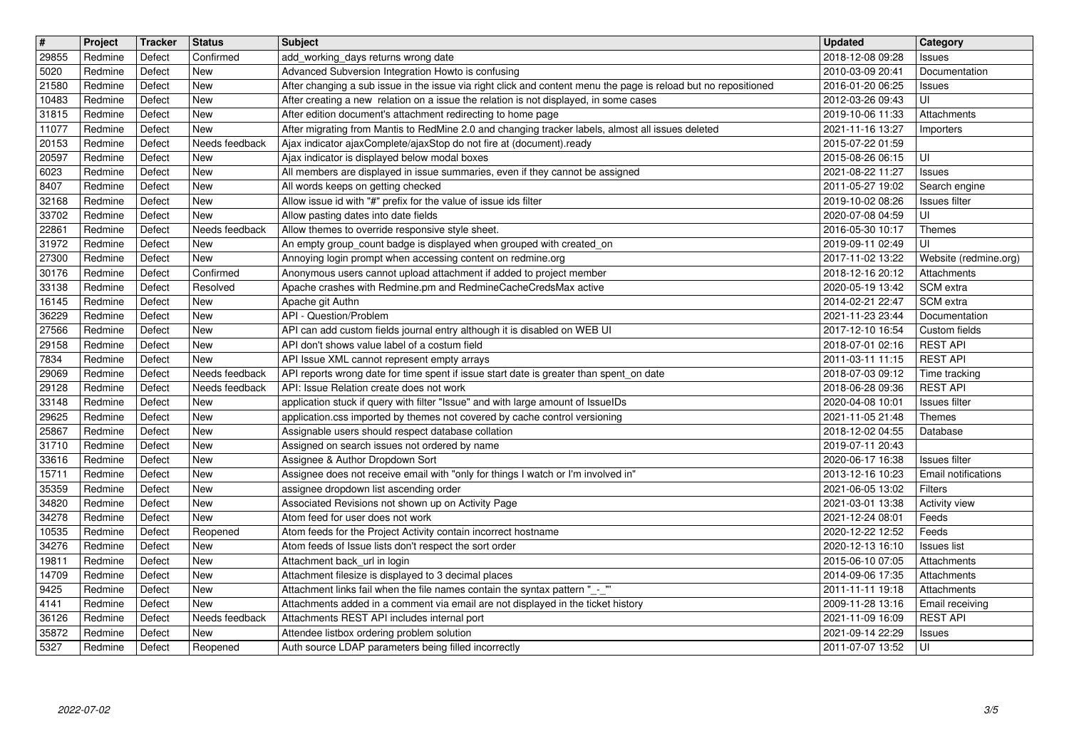| # | Project | Tracker | Status | Subject | Updated | Category |
|---|---|---|---|---|---|---|
| 29855 | Redmine | Defect | Confirmed | add_working_days returns wrong date | 2018-12-08 09:28 | Issues |
| 5020 | Redmine | Defect | New | Advanced Subversion Integration Howto is confusing | 2010-03-09 20:41 | Documentation |
| 21580 | Redmine | Defect | New | After changing a sub issue in the issue via right click and content menu the page is reload but no repositioned | 2016-01-20 06:25 | Issues |
| 10483 | Redmine | Defect | New | After creating a new relation on a issue the relation is not displayed, in some cases | 2012-03-26 09:43 | UI |
| 31815 | Redmine | Defect | New | After edition document's attachment redirecting to home page | 2019-10-06 11:33 | Attachments |
| 11077 | Redmine | Defect | New | After migrating from Mantis to RedMine 2.0 and changing tracker labels, almost all issues deleted | 2021-11-16 13:27 | Importers |
| 20153 | Redmine | Defect | Needs feedback | Ajax indicator ajaxComplete/ajaxStop do not fire at (document).ready | 2015-07-22 01:59 | |
| 20597 | Redmine | Defect | New | Ajax indicator is displayed below modal boxes | 2015-08-26 06:15 | UI |
| 6023 | Redmine | Defect | New | All members are displayed in issue summaries, even if they cannot be assigned | 2021-08-22 11:27 | Issues |
| 8407 | Redmine | Defect | New | All words keeps on getting checked | 2011-05-27 19:02 | Search engine |
| 32168 | Redmine | Defect | New | Allow issue id with "#" prefix for the value of issue ids filter | 2019-10-02 08:26 | Issues filter |
| 33702 | Redmine | Defect | New | Allow pasting dates into date fields | 2020-07-08 04:59 | UI |
| 22861 | Redmine | Defect | Needs feedback | Allow themes to override responsive style sheet. | 2016-05-30 10:17 | Themes |
| 31972 | Redmine | Defect | New | An empty group_count badge is displayed when grouped with created_on | 2019-09-11 02:49 | UI |
| 27300 | Redmine | Defect | New | Annoying login prompt when accessing content on redmine.org | 2017-11-02 13:22 | Website (redmine.org) |
| 30176 | Redmine | Defect | Confirmed | Anonymous users cannot upload attachment if added to project member | 2018-12-16 20:12 | Attachments |
| 33138 | Redmine | Defect | Resolved | Apache crashes with Redmine.pm and RedmineCacheCredsMax active | 2020-05-19 13:42 | SCM extra |
| 16145 | Redmine | Defect | New | Apache git Authn | 2014-02-21 22:47 | SCM extra |
| 36229 | Redmine | Defect | New | API - Question/Problem | 2021-11-23 23:44 | Documentation |
| 27566 | Redmine | Defect | New | API can add custom fields journal entry although it is disabled on WEB UI | 2017-12-10 16:54 | Custom fields |
| 29158 | Redmine | Defect | New | API don't shows value label of a costum field | 2018-07-01 02:16 | REST API |
| 7834 | Redmine | Defect | New | API Issue XML cannot represent empty arrays | 2011-03-11 11:15 | REST API |
| 29069 | Redmine | Defect | Needs feedback | API reports wrong date for time spent if issue start date is greater than spent_on date | 2018-07-03 09:12 | Time tracking |
| 29128 | Redmine | Defect | Needs feedback | API: Issue Relation create does not work | 2018-06-28 09:36 | REST API |
| 33148 | Redmine | Defect | New | application stuck if query with filter "Issue" and with large amount of IssueIDs | 2020-04-08 10:01 | Issues filter |
| 29625 | Redmine | Defect | New | application.css imported by themes not covered by cache control versioning | 2021-11-05 21:48 | Themes |
| 25867 | Redmine | Defect | New | Assignable users should respect database collation | 2018-12-02 04:55 | Database |
| 31710 | Redmine | Defect | New | Assigned on search issues not ordered by name | 2019-07-11 20:43 | |
| 33616 | Redmine | Defect | New | Assignee & Author Dropdown Sort | 2020-06-17 16:38 | Issues filter |
| 15711 | Redmine | Defect | New | Assignee does not receive email with "only for things I watch or I'm involved in" | 2013-12-16 10:23 | Email notifications |
| 35359 | Redmine | Defect | New | assignee dropdown list ascending order | 2021-06-05 13:02 | Filters |
| 34820 | Redmine | Defect | New | Associated Revisions not shown up on Activity Page | 2021-03-01 13:38 | Activity view |
| 34278 | Redmine | Defect | New | Atom feed for user does not work | 2021-12-24 08:01 | Feeds |
| 10535 | Redmine | Defect | Reopened | Atom feeds for the Project Activity contain incorrect hostname | 2020-12-22 12:52 | Feeds |
| 34276 | Redmine | Defect | New | Atom feeds of Issue lists don't respect the sort order | 2020-12-13 16:10 | Issues list |
| 19811 | Redmine | Defect | New | Attachment back_url in login | 2015-06-10 07:05 | Attachments |
| 14709 | Redmine | Defect | New | Attachment filesize is displayed to 3 decimal places | 2014-09-06 17:35 | Attachments |
| 9425 | Redmine | Defect | New | Attachment links fail when the file names contain the syntax pattern "_-_" | 2011-11-11 19:18 | Attachments |
| 4141 | Redmine | Defect | New | Attachments added in a comment via email are not displayed in the ticket history | 2009-11-28 13:16 | Email receiving |
| 36126 | Redmine | Defect | Needs feedback | Attachments REST API includes internal port | 2021-11-09 16:09 | REST API |
| 35872 | Redmine | Defect | New | Attendee listbox ordering problem solution | 2021-09-14 22:29 | Issues |
| 5327 | Redmine | Defect | Reopened | Auth source LDAP parameters being filled incorrectly | 2011-07-07 13:52 | UI |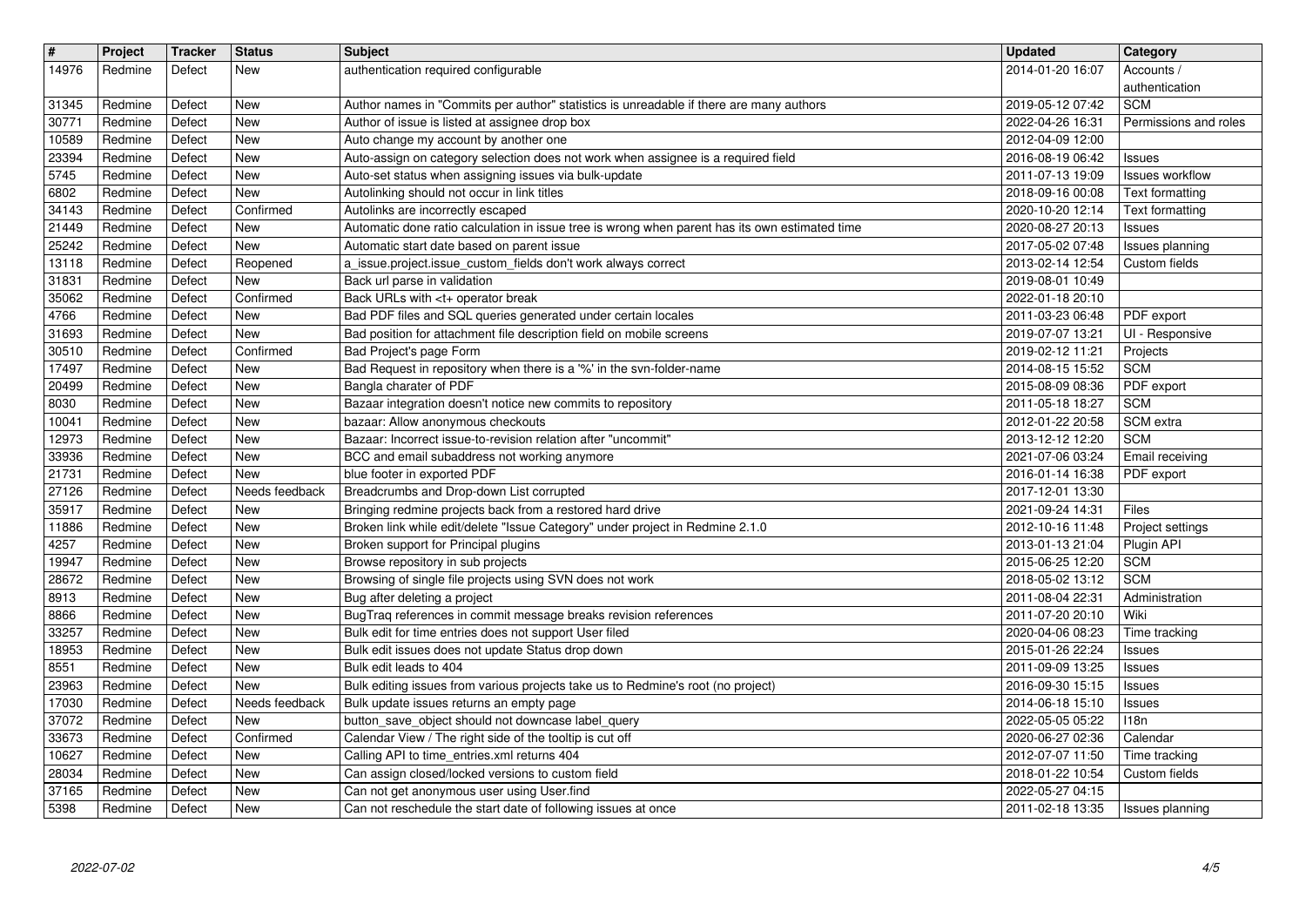| # | Project | Tracker | Status | Subject | Updated | Category |
|---|---|---|---|---|---|---|
| 14976 | Redmine | Defect | New | authentication required configurable | 2014-01-20 16:07 | Accounts / authentication |
| 31345 | Redmine | Defect | New | Author names in "Commits per author" statistics is unreadable if there are many authors | 2019-05-12 07:42 | SCM |
| 30771 | Redmine | Defect | New | Author of issue is listed at assignee drop box | 2022-04-26 16:31 | Permissions and roles |
| 10589 | Redmine | Defect | New | Auto change my account by another one | 2012-04-09 12:00 | |
| 23394 | Redmine | Defect | New | Auto-assign on category selection does not work when assignee is a required field | 2016-08-19 06:42 | Issues |
| 5745 | Redmine | Defect | New | Auto-set status when assigning issues via bulk-update | 2011-07-13 19:09 | Issues workflow |
| 6802 | Redmine | Defect | New | Autolinking should not occur in link titles | 2018-09-16 00:08 | Text formatting |
| 34143 | Redmine | Defect | Confirmed | Autolinks are incorrectly escaped | 2020-10-20 12:14 | Text formatting |
| 21449 | Redmine | Defect | New | Automatic done ratio calculation in issue tree is wrong when parent has its own estimated time | 2020-08-27 20:13 | Issues |
| 25242 | Redmine | Defect | New | Automatic start date based on parent issue | 2017-05-02 07:48 | Issues planning |
| 13118 | Redmine | Defect | Reopened | a_issue.project.issue_custom_fields don't work always correct | 2013-02-14 12:54 | Custom fields |
| 31831 | Redmine | Defect | New | Back url parse in validation | 2019-08-01 10:49 | |
| 35062 | Redmine | Defect | Confirmed | Back URLs with <t+ operator break | 2022-01-18 20:10 | |
| 4766 | Redmine | Defect | New | Bad PDF files and SQL queries generated under certain locales | 2011-03-23 06:48 | PDF export |
| 31693 | Redmine | Defect | New | Bad position for attachment file description field on mobile screens | 2019-07-07 13:21 | UI - Responsive |
| 30510 | Redmine | Defect | Confirmed | Bad Project's page Form | 2019-02-12 11:21 | Projects |
| 17497 | Redmine | Defect | New | Bad Request in repository when there is a '%' in the svn-folder-name | 2014-08-15 15:52 | SCM |
| 20499 | Redmine | Defect | New | Bangla charater of PDF | 2015-08-09 08:36 | PDF export |
| 8030 | Redmine | Defect | New | Bazaar integration doesn't notice new commits to repository | 2011-05-18 18:27 | SCM |
| 10041 | Redmine | Defect | New | bazaar: Allow anonymous checkouts | 2012-01-22 20:58 | SCM extra |
| 12973 | Redmine | Defect | New | Bazaar: Incorrect issue-to-revision relation after "uncommit" | 2013-12-12 12:20 | SCM |
| 33936 | Redmine | Defect | New | BCC and email subaddress not working anymore | 2021-07-06 03:24 | Email receiving |
| 21731 | Redmine | Defect | New | blue footer in exported PDF | 2016-01-14 16:38 | PDF export |
| 27126 | Redmine | Defect | Needs feedback | Breadcrumbs and Drop-down List corrupted | 2017-12-01 13:30 | |
| 35917 | Redmine | Defect | New | Bringing redmine projects back from a restored hard drive | 2021-09-24 14:31 | Files |
| 11886 | Redmine | Defect | New | Broken link while edit/delete "Issue Category" under project in Redmine 2.1.0 | 2012-10-16 11:48 | Project settings |
| 4257 | Redmine | Defect | New | Broken support for Principal plugins | 2013-01-13 21:04 | Plugin API |
| 19947 | Redmine | Defect | New | Browse repository in sub projects | 2015-06-25 12:20 | SCM |
| 28672 | Redmine | Defect | New | Browsing of single file projects using SVN does not work | 2018-05-02 13:12 | SCM |
| 8913 | Redmine | Defect | New | Bug after deleting a project | 2011-08-04 22:31 | Administration |
| 8866 | Redmine | Defect | New | BugTraq references in commit message breaks revision references | 2011-07-20 20:10 | Wiki |
| 33257 | Redmine | Defect | New | Bulk edit for time entries does not support User filed | 2020-04-06 08:23 | Time tracking |
| 18953 | Redmine | Defect | New | Bulk edit issues does not update Status drop down | 2015-01-26 22:24 | Issues |
| 8551 | Redmine | Defect | New | Bulk edit leads to 404 | 2011-09-09 13:25 | Issues |
| 23963 | Redmine | Defect | New | Bulk editing issues from various projects take us to Redmine's root (no project) | 2016-09-30 15:15 | Issues |
| 17030 | Redmine | Defect | Needs feedback | Bulk update issues returns an empty page | 2014-06-18 15:10 | Issues |
| 37072 | Redmine | Defect | New | button_save_object should not downcase label_query | 2022-05-05 05:22 | I18n |
| 33673 | Redmine | Defect | Confirmed | Calendar View / The right side of the tooltip is cut off | 2020-06-27 02:36 | Calendar |
| 10627 | Redmine | Defect | New | Calling API to time_entries.xml returns 404 | 2012-07-07 11:50 | Time tracking |
| 28034 | Redmine | Defect | New | Can assign closed/locked versions to custom field | 2018-01-22 10:54 | Custom fields |
| 37165 | Redmine | Defect | New | Can not get anonymous user using User.find | 2022-05-27 04:15 | |
| 5398 | Redmine | Defect | New | Can not reschedule the start date of following issues at once | 2011-02-18 13:35 | Issues planning |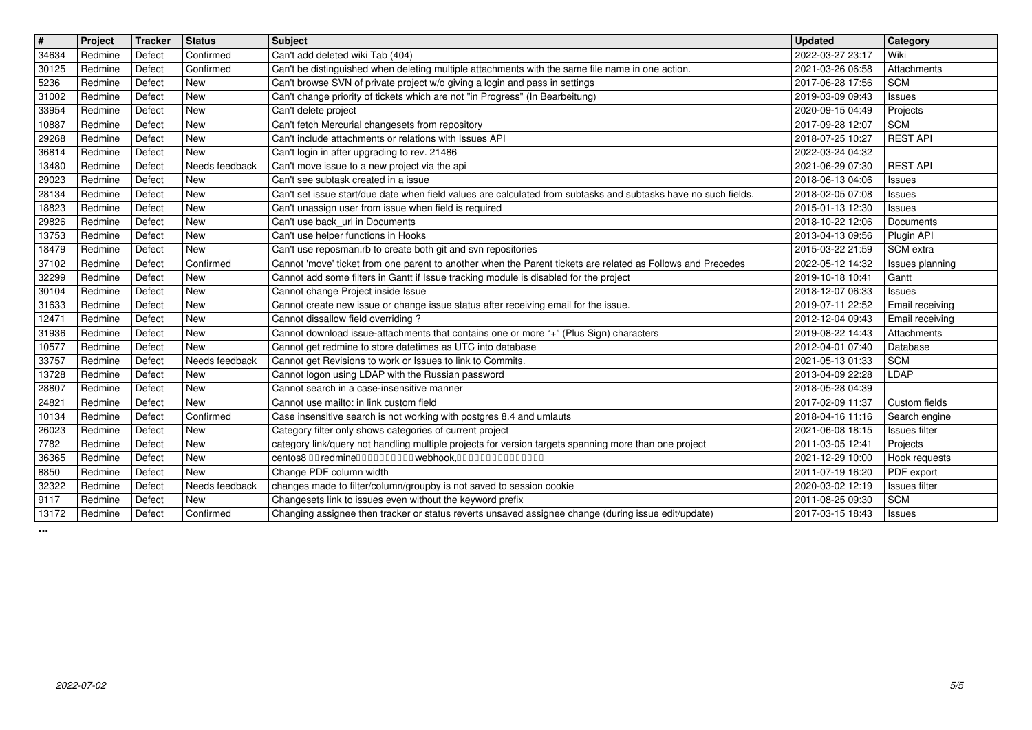| # | Project | Tracker | Status | Subject | Updated | Category |
| --- | --- | --- | --- | --- | --- | --- |
| 34634 | Redmine | Defect | Confirmed | Can't add deleted wiki Tab (404) | 2022-03-27 23:17 | Wiki |
| 30125 | Redmine | Defect | Confirmed | Can't be distinguished when deleting multiple attachments with the same file name in one action. | 2021-03-26 06:58 | Attachments |
| 5236 | Redmine | Defect | New | Can't browse SVN of private project w/o giving a login and pass in settings | 2017-06-28 17:56 | SCM |
| 31002 | Redmine | Defect | New | Can't change priority of tickets which are not "in Progress" (In Bearbeitung) | 2019-03-09 09:43 | Issues |
| 33954 | Redmine | Defect | New | Can't delete project | 2020-09-15 04:49 | Projects |
| 10887 | Redmine | Defect | New | Can't fetch Mercurial changesets from repository | 2017-09-28 12:07 | SCM |
| 29268 | Redmine | Defect | New | Can't include attachments or relations with Issues API | 2018-07-25 10:27 | REST API |
| 36814 | Redmine | Defect | New | Can't login in after upgrading to rev. 21486 | 2022-03-24 04:32 | |
| 13480 | Redmine | Defect | Needs feedback | Can't move issue to a new project via the api | 2021-06-29 07:30 | REST API |
| 29023 | Redmine | Defect | New | Can't see subtask created in a issue | 2018-06-13 04:06 | Issues |
| 28134 | Redmine | Defect | New | Can't set issue start/due date when field values are calculated from subtasks and subtasks have no such fields. | 2018-02-05 07:08 | Issues |
| 18823 | Redmine | Defect | New | Can't unassign user from issue when field is required | 2015-01-13 12:30 | Issues |
| 29826 | Redmine | Defect | New | Can't use back_url in Documents | 2018-10-22 12:06 | Documents |
| 13753 | Redmine | Defect | New | Can't use helper functions in Hooks | 2013-04-13 09:56 | Plugin API |
| 18479 | Redmine | Defect | New | Can't use reposman.rb to create both git and svn repositories | 2015-03-22 21:59 | SCM extra |
| 37102 | Redmine | Defect | Confirmed | Cannot 'move' ticket from one parent to another when the Parent tickets are related as Follows and Precedes | 2022-05-12 14:32 | Issues planning |
| 32299 | Redmine | Defect | New | Cannot add some filters in Gantt if Issue tracking module is disabled for the project | 2019-10-18 10:41 | Gantt |
| 30104 | Redmine | Defect | New | Cannot change Project inside Issue | 2018-12-07 06:33 | Issues |
| 31633 | Redmine | Defect | New | Cannot create new issue or change issue status after receiving email for the issue. | 2019-07-11 22:52 | Email receiving |
| 12471 | Redmine | Defect | New | Cannot dissallow field overriding ? | 2012-12-04 09:43 | Email receiving |
| 31936 | Redmine | Defect | New | Cannot download issue-attachments that contains one or more "+" (Plus Sign) characters | 2019-08-22 14:43 | Attachments |
| 10577 | Redmine | Defect | New | Cannot get redmine to store datetimes as UTC into database | 2012-04-01 07:40 | Database |
| 33757 | Redmine | Defect | Needs feedback | Cannot get Revisions to work or Issues to link to Commits. | 2021-05-13 01:33 | SCM |
| 13728 | Redmine | Defect | New | Cannot logon using LDAP with the Russian password | 2013-04-09 22:28 | LDAP |
| 28807 | Redmine | Defect | New | Cannot search in a case-insensitive manner | 2018-05-28 04:39 | |
| 24821 | Redmine | Defect | New | Cannot use mailto: in link custom field | 2017-02-09 11:37 | Custom fields |
| 10134 | Redmine | Defect | Confirmed | Case insensitive search is not working with postgres 8.4 and umlauts | 2018-04-16 11:16 | Search engine |
| 26023 | Redmine | Defect | New | Category filter only shows categories of current project | 2021-06-08 18:15 | Issues filter |
| 7782 | Redmine | Defect | New | category link/query not handling multiple projects for version targets spanning more than one project | 2011-03-05 12:41 | Projects |
| 36365 | Redmine | Defect | New | centos8 �� redmine���������� webhook,��������������� | 2021-12-29 10:00 | Hook requests |
| 8850 | Redmine | Defect | New | Change PDF column width | 2011-07-19 16:20 | PDF export |
| 32322 | Redmine | Defect | Needs feedback | changes made to filter/column/groupby is not saved to session cookie | 2020-03-02 12:19 | Issues filter |
| 9117 | Redmine | Defect | New | Changesets link to issues even without the keyword prefix | 2011-08-25 09:30 | SCM |
| 13172 | Redmine | Defect | Confirmed | Changing assignee then tracker or status reverts unsaved assignee change (during issue edit/update) | 2017-03-15 18:43 | Issues |

...